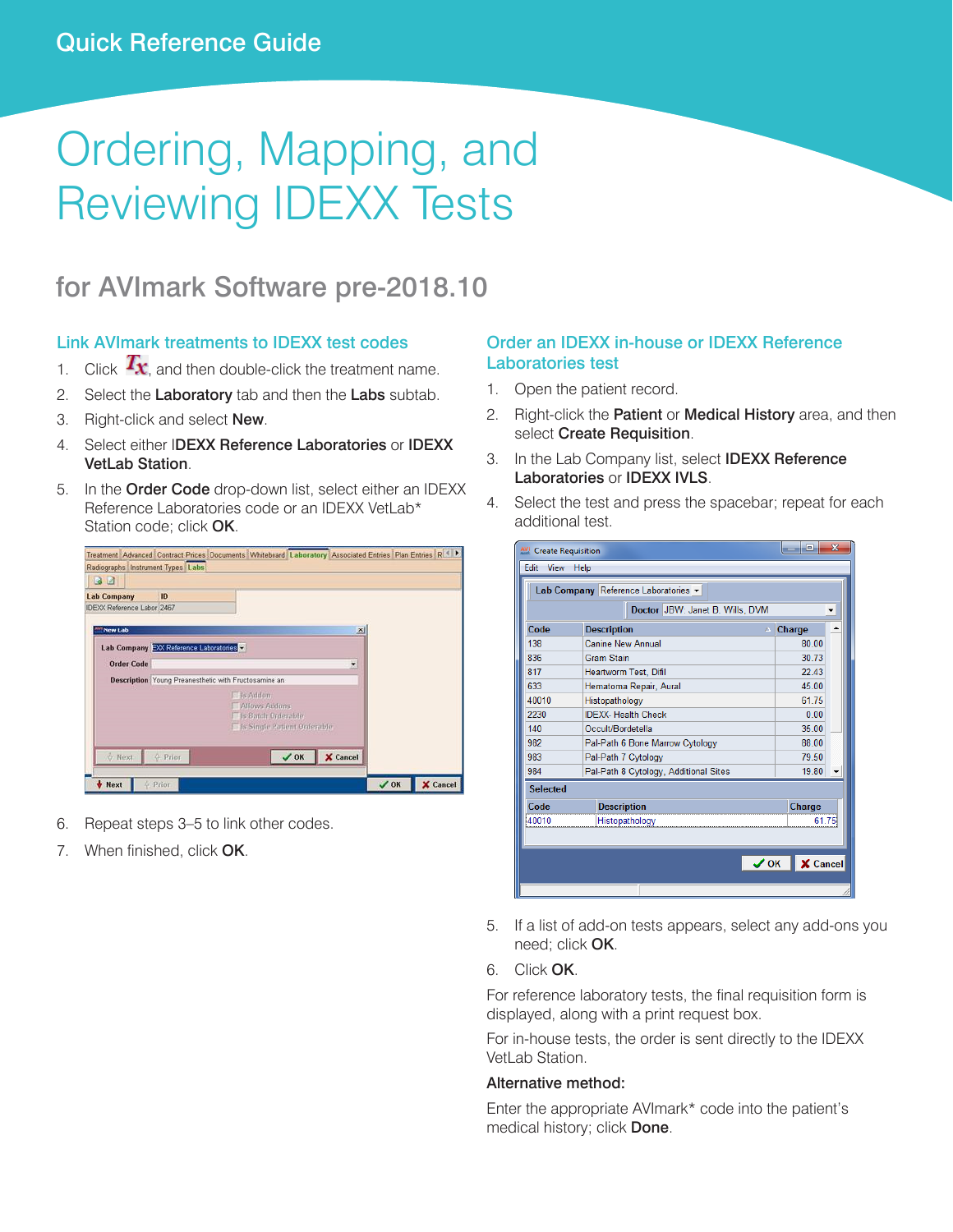Quick Reference Guide

# Ordering, Mapping, and Reviewing IDEXX Tests

## for AVImark Software pre-2018.10

### Link AVImark treatments to IDEXX test codes

1. Click *Tx*, and then double-click the treatment name.
2. Select the **Laboratory** tab and then the **Labs** subtab.
3. Right-click and select **New**.
4. Select either **IDEXX Reference Laboratories** or **IDEXX VetLab Station**.
5. In the **Order Code** drop-down list, select either an IDEXX Reference Laboratories code or an IDEXX VetLab* Station code; click **OK**.
6. Repeat steps 3–5 to link other codes.
7. When finished, click **OK**.

### Order an IDEXX in-house or IDEXX Reference Laboratories test

1. Open the patient record.
2. Right-click the **Patient** or **Medical History** area, and then select **Create Requisition**.
3. In the Lab Company list, select **IDEXX Reference Laboratories** or **IDEXX IVLS**.
4. Select the test and press the spacebar; repeat for each additional test.
5. If a list of add-on tests appears, select any add-ons you need; click **OK**.
6. Click **OK**.

For reference laboratory tests, the final requisition form is displayed, along with a print request box.

For in-house tests, the order is sent directly to the IDEXX VetLab Station.

**Alternative method:**

Enter the appropriate AVImark* code into the patient's medical history; click **Done**.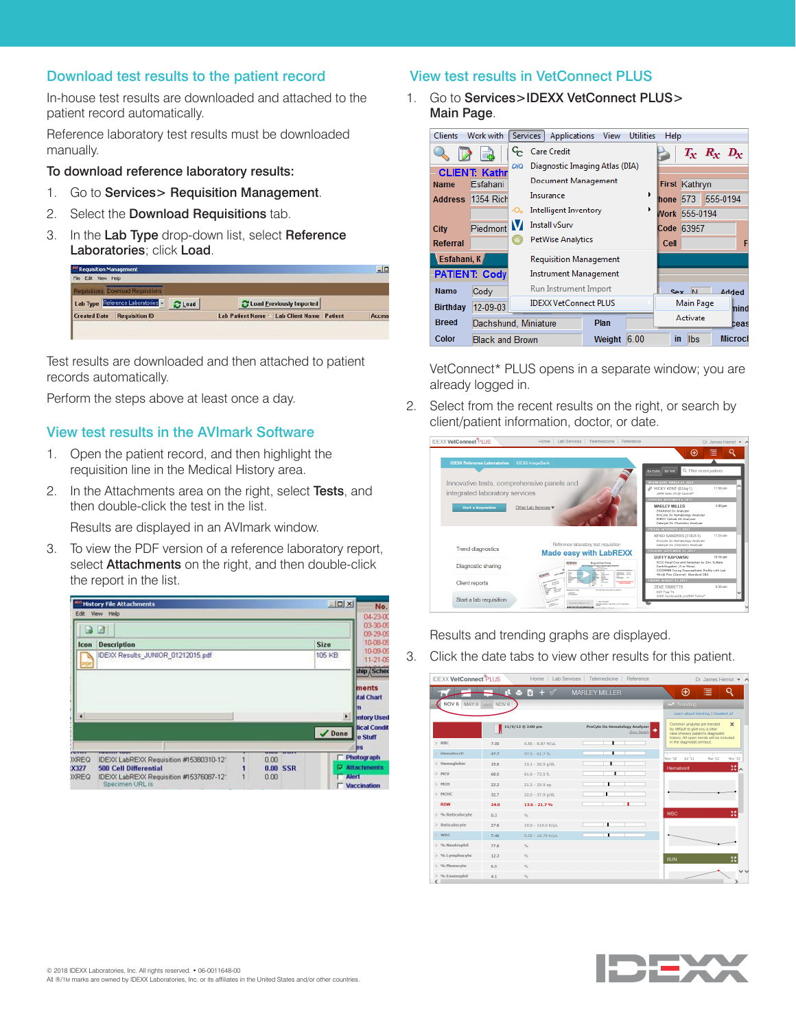## Download test results to the patient record

In-house test results are downloaded and attached to the patient record automatically.

Reference laboratory test results must be downloaded manually.

**To download reference laboratory results:**

1. Go to **Services> Requisition Management**.
2. Select the **Download Requisitions** tab.
3. In the **Lab Type** drop-down list, select **Reference Laboratories**; click **Load**.

Test results are downloaded and then attached to patient records automatically.

Perform the steps above at least once a day.

## View test results in the AVImark Software

1. Open the patient record, and then highlight the requisition line in the Medical History area.
2. In the Attachments area on the right, select **Tests**, and then double-click the test in the list.

   Results are displayed in an AVImark window.
3. To view the PDF version of a reference laboratory report, select **Attachments** on the right, and then double-click the report in the list.

## View test results in VetConnect PLUS

1. Go to **Services>IDEXX VetConnect PLUS> Main Page**.

   VetConnect* PLUS opens in a separate window; you are already logged in.
2. Select from the recent results on the right, or search by client/patient information, doctor, or date.

   Results and trending graphs are displayed.
3. Click the date tabs to view other results for this patient.

© 2018 IDEXX Laboratories, Inc. All rights reserved. • 06-0011648-00
All ®/TM marks are owned by IDEXX Laboratories, Inc. or its affiliates in the United States and/or other countries.